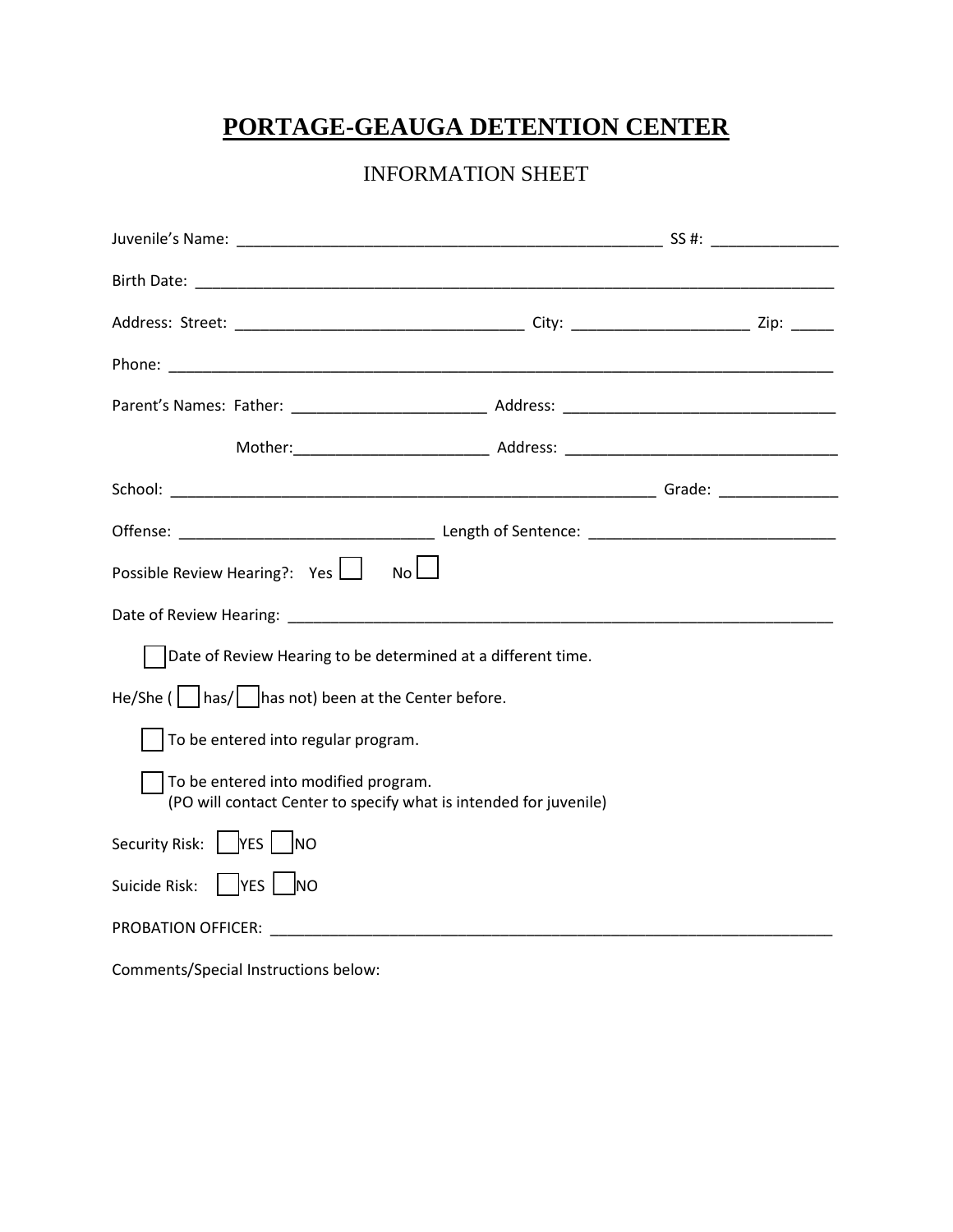# PORTAGE-GEAUGA DETENTION CENTER

## INFORMATION SHEET

Juvenile's Name: ___________________________________________________ SS #: _______________

Birth Date: _____________________________________________________________________________

Address: Street: __________________________________ City: ____________________ Zip: _____

Phone: _________________________________________________________________________________

Parent's Names: Father: ______________________ Address: _______________________________

Mother: ______________________ Address: _______________________________

School: _________________________________________________________ Grade: ______________

Offense: ______________________________ Length of Sentence: ____________________________

Possible Review Hearing?: Yes ☐ No ☐

Date of Review Hearing: _________________________________________________________________

☐ Date of Review Hearing to be determined at a different time.

He/She ( ☐ has/ ☐ has not) been at the Center before.

☐ To be entered into regular program.

☐ To be entered into modified program.
(PO will contact Center to specify what is intended for juvenile)

Security Risk: ☐ YES ☐ NO

Suicide Risk: ☐ YES ☐ NO

PROBATION OFFICER: _____________________________________________________________________

Comments/Special Instructions below: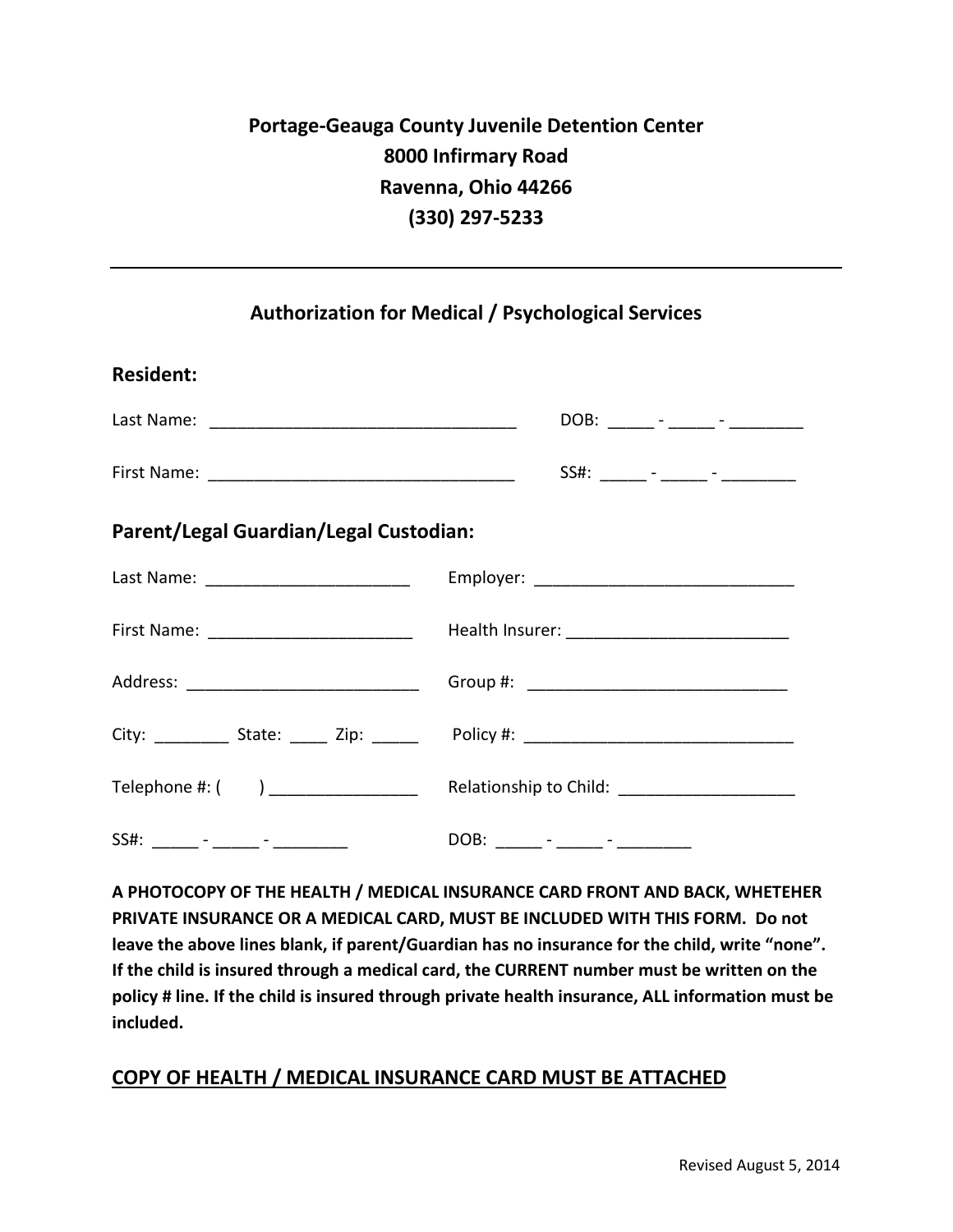**Portage-Geauga County Juvenile Detention Center**
**8000 Infirmary Road**
**Ravenna, Ohio 44266**
**(330) 297-5233**

---

## Authorization for Medical / Psychological Services

### Resident:

Last Name: ________________________________ DOB: _____ - _____ - ________

First Name: ________________________________ SS#: _____ - _____ - ________

### Parent/Legal Guardian/Legal Custodian:

Last Name: ______________________ Employer: ___________________________

First Name: ______________________ Health Insurer: ________________________

Address: _________________________ Group #: ____________________________

City: ________ State: ____ Zip: _____ Policy #: _____________________________

Telephone #: (       ) ________________ Relationship to Child: ___________________

SS#: _____ - _____ - ________ DOB: _____ - _____ - ________

**A PHOTOCOPY OF THE HEALTH / MEDICAL INSURANCE CARD FRONT AND BACK, WHETEHER PRIVATE INSURANCE OR A MEDICAL CARD, MUST BE INCLUDED WITH THIS FORM. Do not leave the above lines blank, if parent/Guardian has no insurance for the child, write "none". If the child is insured through a medical card, the CURRENT number must be written on the policy # line. If the child is insured through private health insurance, ALL information must be included.**

**<u>COPY OF HEALTH / MEDICAL INSURANCE CARD MUST BE ATTACHED</u>**

Revised August 5, 2014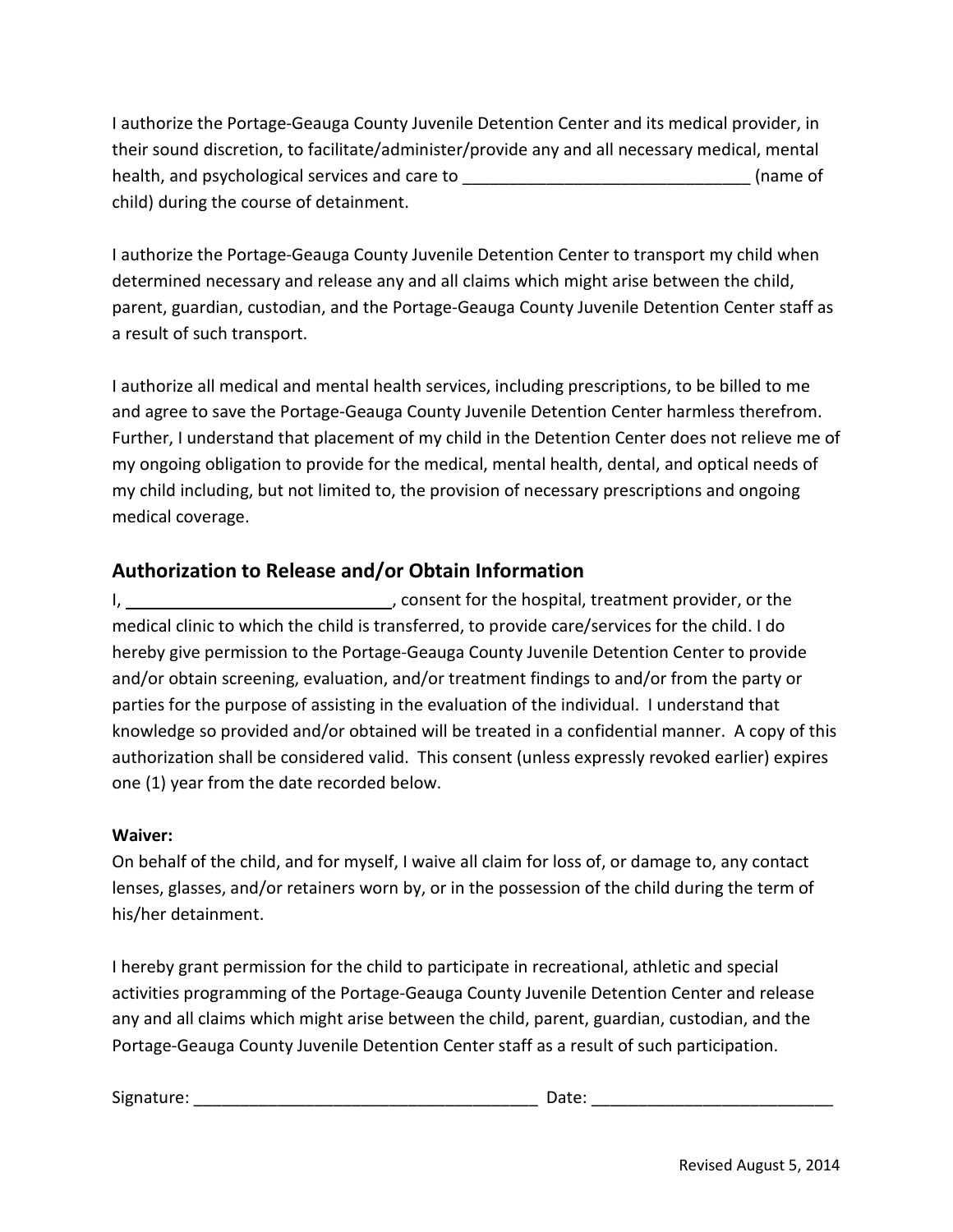I authorize the Portage-Geauga County Juvenile Detention Center and its medical provider, in their sound discretion, to facilitate/administer/provide any and all necessary medical, mental health, and psychological services and care to _______________________________ (name of child) during the course of detainment.

I authorize the Portage-Geauga County Juvenile Detention Center to transport my child when determined necessary and release any and all claims which might arise between the child, parent, guardian, custodian, and the Portage-Geauga County Juvenile Detention Center staff as a result of such transport.

I authorize all medical and mental health services, including prescriptions, to be billed to me and agree to save the Portage-Geauga County Juvenile Detention Center harmless therefrom. Further, I understand that placement of my child in the Detention Center does not relieve me of my ongoing obligation to provide for the medical, mental health, dental, and optical needs of my child including, but not limited to, the provision of necessary prescriptions and ongoing medical coverage.

## Authorization to Release and/or Obtain Information

I, _____________________________, consent for the hospital, treatment provider, or the medical clinic to which the child is transferred, to provide care/services for the child. I do hereby give permission to the Portage-Geauga County Juvenile Detention Center to provide and/or obtain screening, evaluation, and/or treatment findings to and/or from the party or parties for the purpose of assisting in the evaluation of the individual. I understand that knowledge so provided and/or obtained will be treated in a confidential manner. A copy of this authorization shall be considered valid. This consent (unless expressly revoked earlier) expires one (1) year from the date recorded below.

**Waiver:**

On behalf of the child, and for myself, I waive all claim for loss of, or damage to, any contact lenses, glasses, and/or retainers worn by, or in the possession of the child during the term of his/her detainment.

I hereby grant permission for the child to participate in recreational, athletic and special activities programming of the Portage-Geauga County Juvenile Detention Center and release any and all claims which might arise between the child, parent, guardian, custodian, and the Portage-Geauga County Juvenile Detention Center staff as a result of such participation.

Signature: _____________________________________ Date: __________________________

Revised August 5, 2014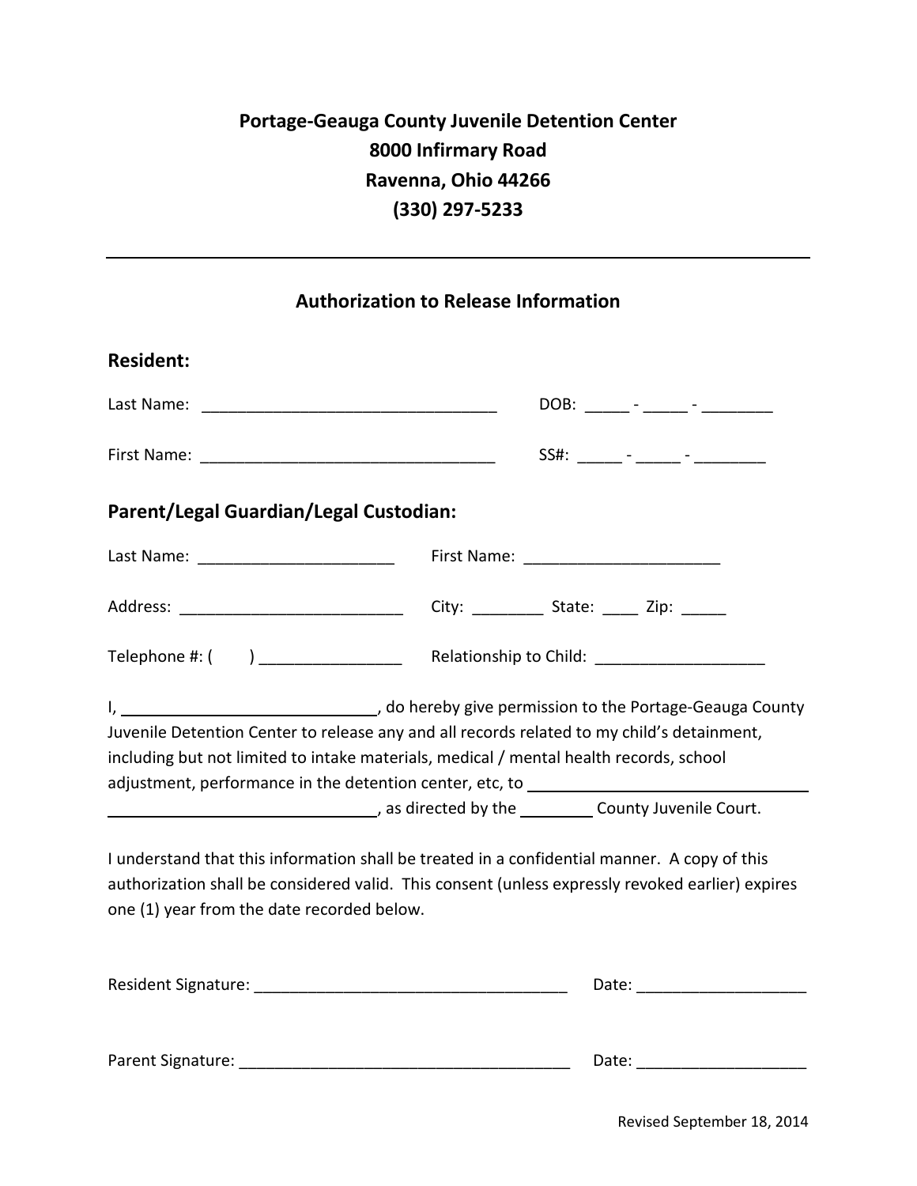**Portage-Geauga County Juvenile Detention Center**
**8000 Infirmary Road**
**Ravenna, Ohio 44266**
**(330) 297-5233**

---

## Authorization to Release Information

### Resident:

Last Name: _________________________________ DOB: _____ - _____ - ________

First Name: _________________________________ SS#: _____ - _____ - ________

### Parent/Legal Guardian/Legal Custodian:

Last Name: _____________________ First Name: _____________________

Address: _________________________ City: ________ State: ____ Zip: _____

Telephone #: ( ) ________________ Relationship to Child: ___________________

I, ____________________________, do hereby give permission to the Portage-Geauga County Juvenile Detention Center to release any and all records related to my child's detainment, including but not limited to intake materials, medical / mental health records, school adjustment, performance in the detention center, etc, to ________________________________ ______________________________, as directed by the ________ County Juvenile Court.

I understand that this information shall be treated in a confidential manner. A copy of this authorization shall be considered valid. This consent (unless expressly revoked earlier) expires one (1) year from the date recorded below.

Resident Signature: ___________________________________ Date: ___________________

Parent Signature: ______________________________________ Date: ___________________

Revised September 18, 2014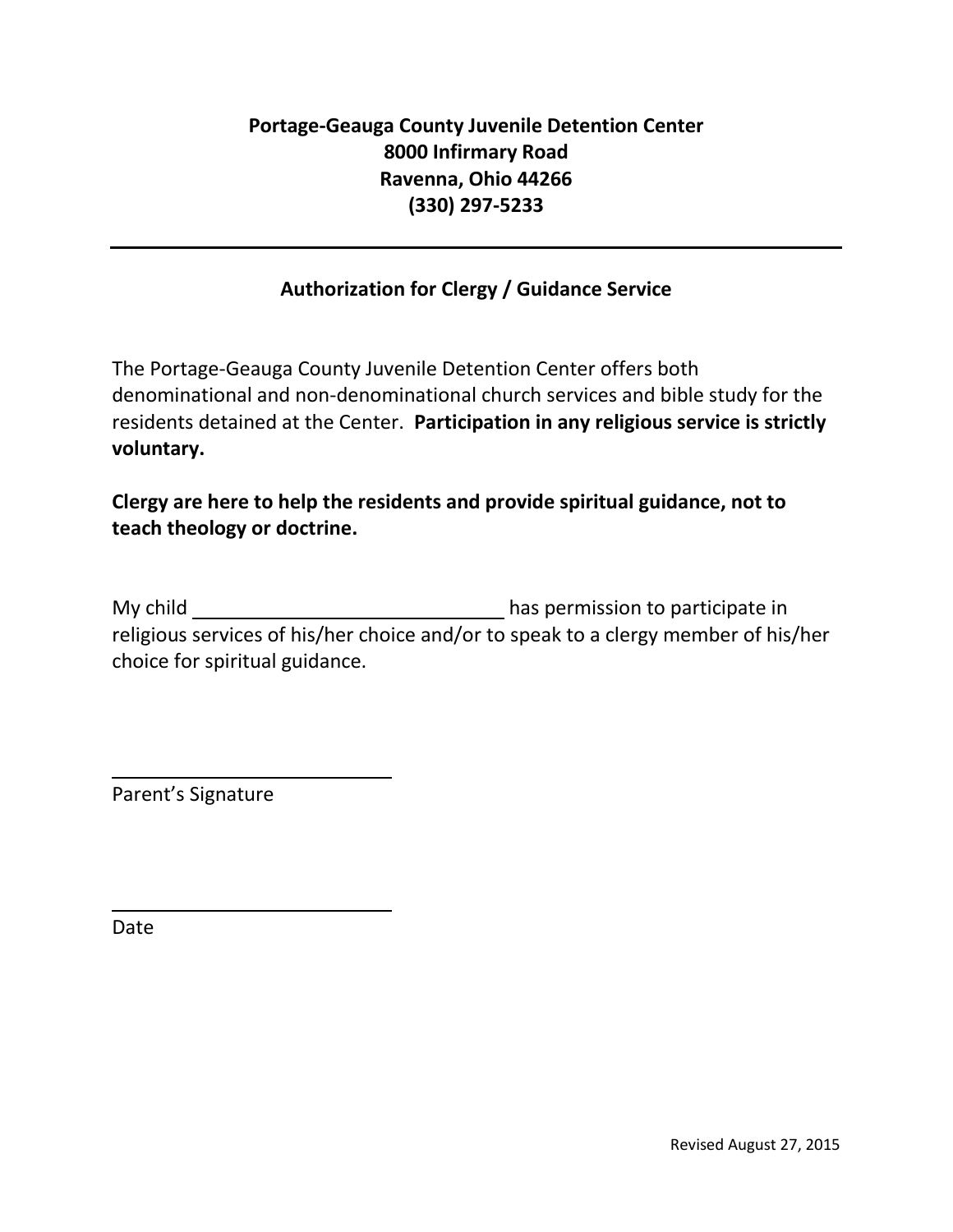**Portage-Geauga County Juvenile Detention Center**
**8000 Infirmary Road**
**Ravenna, Ohio 44266**
**(330) 297-5233**

---

## Authorization for Clergy / Guidance Service

The Portage-Geauga County Juvenile Detention Center offers both denominational and non-denominational church services and bible study for the residents detained at the Center. **Participation in any religious service is strictly voluntary.**

**Clergy are here to help the residents and provide spiritual guidance, not to teach theology or doctrine.**

My child ______________________________ has permission to participate in religious services of his/her choice and/or to speak to a clergy member of his/her choice for spiritual guidance.

____________________________
Parent's Signature

____________________________
Date

Revised August 27, 2015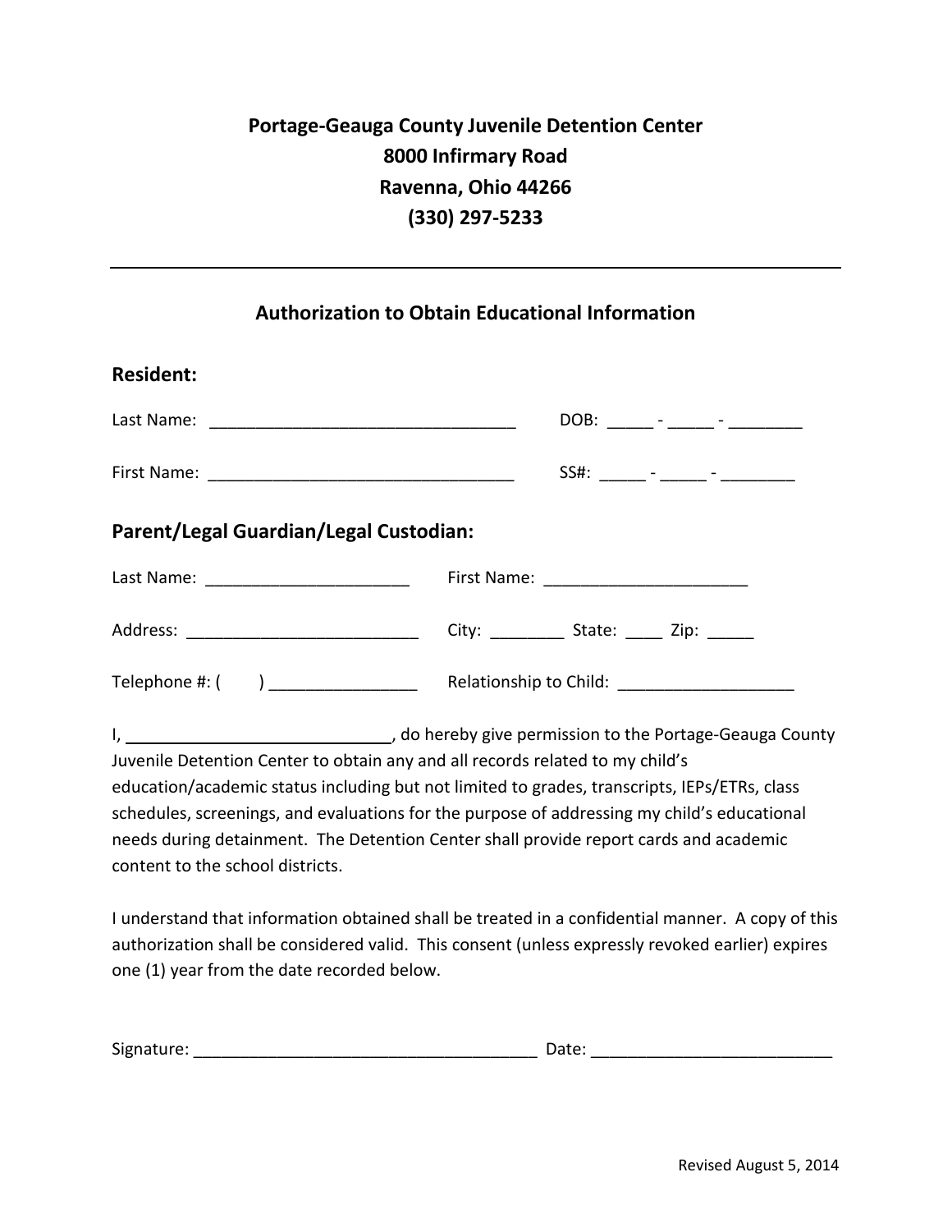## Portage-Geauga County Juvenile Detention Center
## 8000 Infirmary Road
## Ravenna, Ohio 44266
## (330) 297-5233

---

### Authorization to Obtain Educational Information

### Resident:

Last Name: _________________________________ DOB: _____ - _____ - ________

First Name: _________________________________ SS#: _____ - _____ - ________

### Parent/Legal Guardian/Legal Custodian:

Last Name: ______________________ First Name: ______________________

Address: _________________________ City: ________ State: ____ Zip: _____

Telephone #: (      ) ________________ Relationship to Child: ___________________

I, ____________________________, do hereby give permission to the Portage-Geauga County Juvenile Detention Center to obtain any and all records related to my child's education/academic status including but not limited to grades, transcripts, IEPs/ETRs, class schedules, screenings, and evaluations for the purpose of addressing my child's educational needs during detainment. The Detention Center shall provide report cards and academic content to the school districts.

I understand that information obtained shall be treated in a confidential manner. A copy of this authorization shall be considered valid. This consent (unless expressly revoked earlier) expires one (1) year from the date recorded below.

Signature: _____________________________________ Date: __________________________

Revised August 5, 2014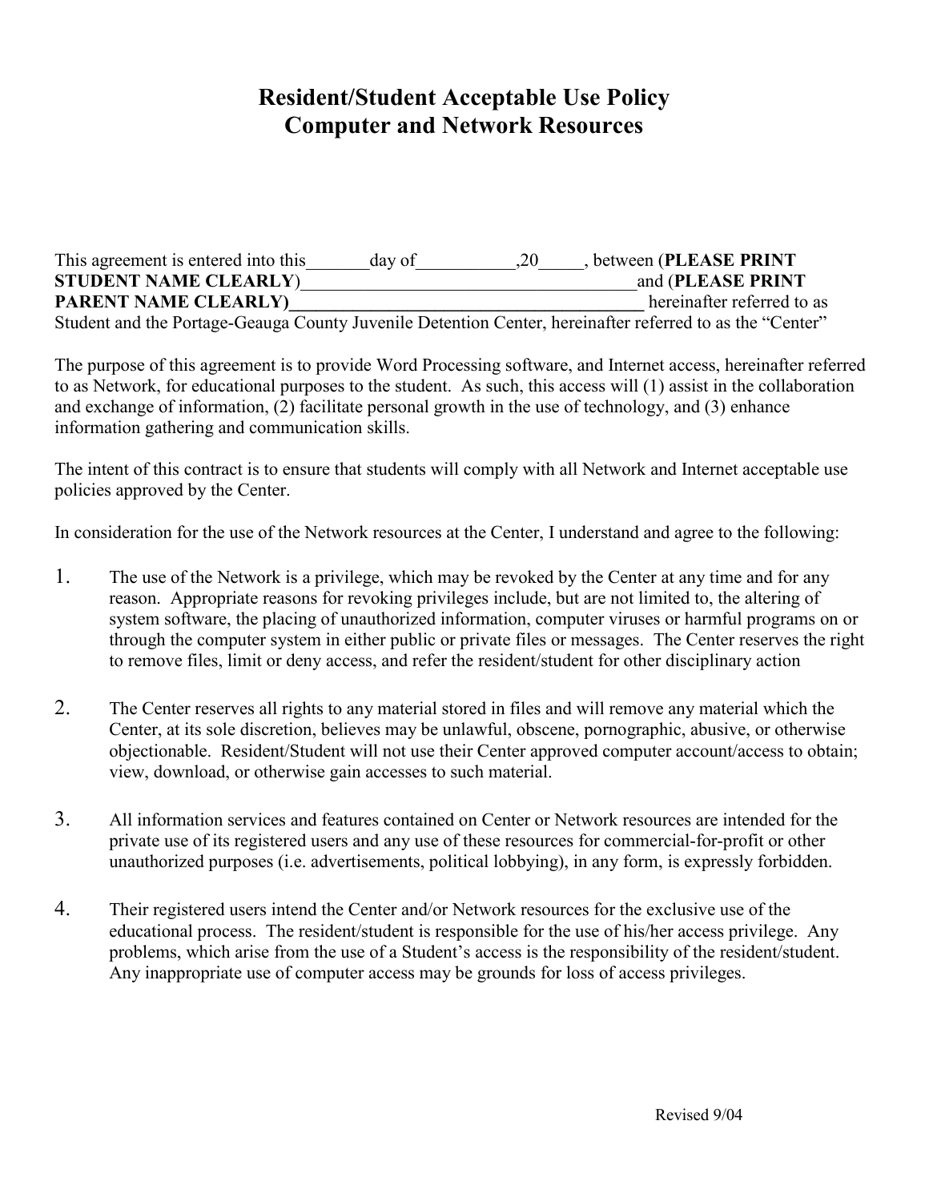# Resident/Student Acceptable Use Policy
# Computer and Network Resources

This agreement is entered into this_______day of___________,20_____, between (**PLEASE PRINT STUDENT NAME CLEARLY**)____________________________________and (**PLEASE PRINT PARENT NAME CLEARLY)________________________________________** hereinafter referred to as Student and the Portage-Geauga County Juvenile Detention Center, hereinafter referred to as the "Center"

The purpose of this agreement is to provide Word Processing software, and Internet access, hereinafter referred to as Network, for educational purposes to the student. As such, this access will (1) assist in the collaboration and exchange of information, (2) facilitate personal growth in the use of technology, and (3) enhance information gathering and communication skills.

The intent of this contract is to ensure that students will comply with all Network and Internet acceptable use policies approved by the Center.

In consideration for the use of the Network resources at the Center, I understand and agree to the following:

1. The use of the Network is a privilege, which may be revoked by the Center at any time and for any reason. Appropriate reasons for revoking privileges include, but are not limited to, the altering of system software, the placing of unauthorized information, computer viruses or harmful programs on or through the computer system in either public or private files or messages. The Center reserves the right to remove files, limit or deny access, and refer the resident/student for other disciplinary action

2. The Center reserves all rights to any material stored in files and will remove any material which the Center, at its sole discretion, believes may be unlawful, obscene, pornographic, abusive, or otherwise objectionable. Resident/Student will not use their Center approved computer account/access to obtain; view, download, or otherwise gain accesses to such material.

3. All information services and features contained on Center or Network resources are intended for the private use of its registered users and any use of these resources for commercial-for-profit or other unauthorized purposes (i.e. advertisements, political lobbying), in any form, is expressly forbidden.

4. Their registered users intend the Center and/or Network resources for the exclusive use of the educational process. The resident/student is responsible for the use of his/her access privilege. Any problems, which arise from the use of a Student's access is the responsibility of the resident/student. Any inappropriate use of computer access may be grounds for loss of access privileges.

Revised 9/04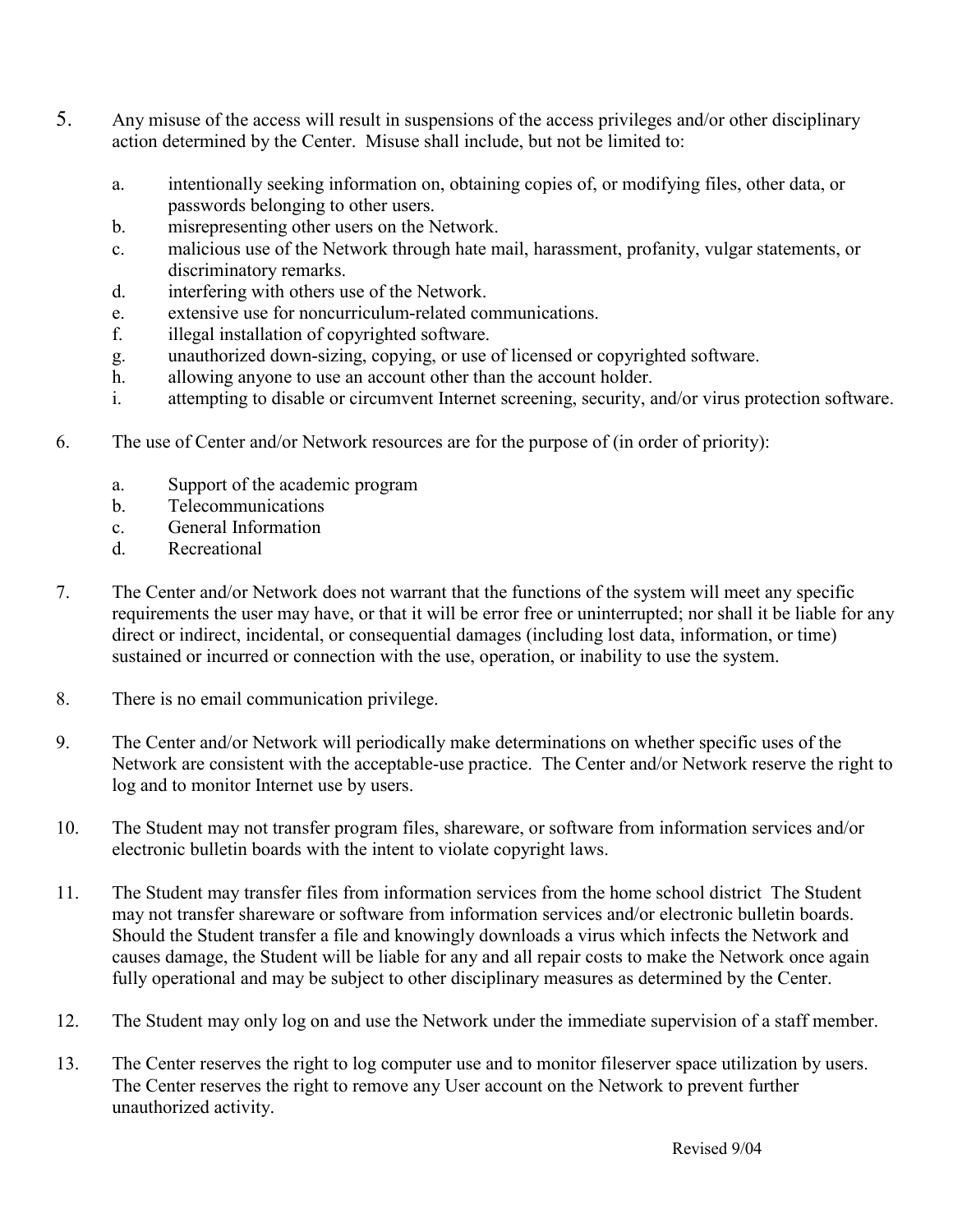5. Any misuse of the access will result in suspensions of the access privileges and/or other disciplinary action determined by the Center. Misuse shall include, but not be limited to:

   a. intentionally seeking information on, obtaining copies of, or modifying files, other data, or passwords belonging to other users.
   b. misrepresenting other users on the Network.
   c. malicious use of the Network through hate mail, harassment, profanity, vulgar statements, or discriminatory remarks.
   d. interfering with others use of the Network.
   e. extensive use for noncurriculum-related communications.
   f. illegal installation of copyrighted software.
   g. unauthorized down-sizing, copying, or use of licensed or copyrighted software.
   h. allowing anyone to use an account other than the account holder.
   i. attempting to disable or circumvent Internet screening, security, and/or virus protection software.

6. The use of Center and/or Network resources are for the purpose of (in order of priority):

   a. Support of the academic program
   b. Telecommunications
   c. General Information
   d. Recreational

7. The Center and/or Network does not warrant that the functions of the system will meet any specific requirements the user may have, or that it will be error free or uninterrupted; nor shall it be liable for any direct or indirect, incidental, or consequential damages (including lost data, information, or time) sustained or incurred or connection with the use, operation, or inability to use the system.

8. There is no email communication privilege.

9. The Center and/or Network will periodically make determinations on whether specific uses of the Network are consistent with the acceptable-use practice. The Center and/or Network reserve the right to log and to monitor Internet use by users.

10. The Student may not transfer program files, shareware, or software from information services and/or electronic bulletin boards with the intent to violate copyright laws.

11. The Student may transfer files from information services from the home school district The Student may not transfer shareware or software from information services and/or electronic bulletin boards. Should the Student transfer a file and knowingly downloads a virus which infects the Network and causes damage, the Student will be liable for any and all repair costs to make the Network once again fully operational and may be subject to other disciplinary measures as determined by the Center.

12. The Student may only log on and use the Network under the immediate supervision of a staff member.

13. The Center reserves the right to log computer use and to monitor fileserver space utilization by users. The Center reserves the right to remove any User account on the Network to prevent further unauthorized activity.

Revised 9/04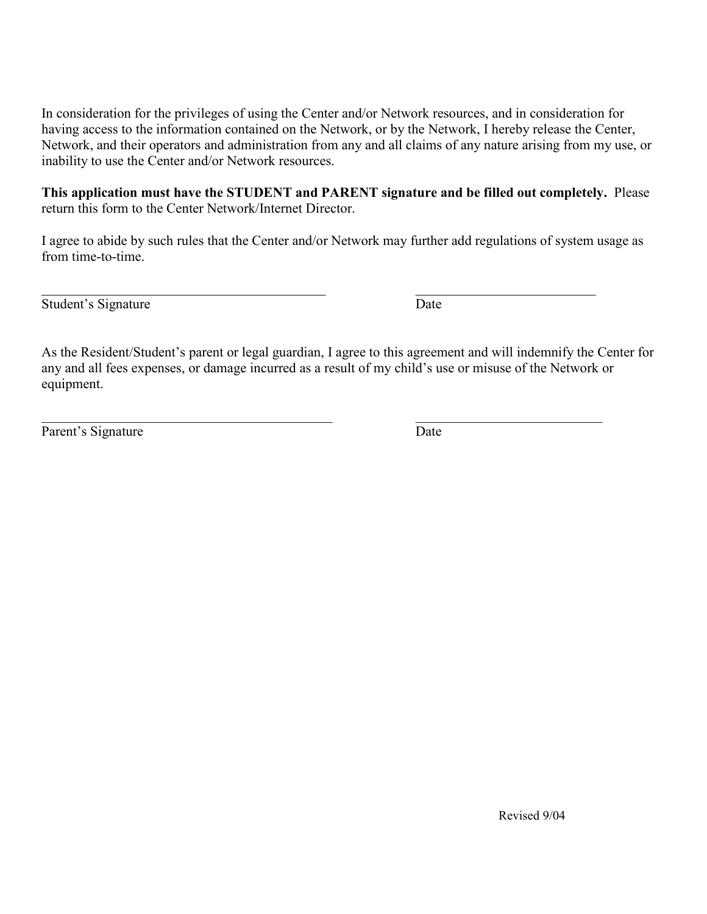In consideration for the privileges of using the Center and/or Network resources, and in consideration for having access to the information contained on the Network, or by the Network, I hereby release the Center, Network, and their operators and administration from any and all claims of any nature arising from my use, or inability to use the Center and/or Network resources.

**This application must have the STUDENT and PARENT signature and be filled out completely.** Please return this form to the Center Network/Internet Director.

I agree to abide by such rules that the Center and/or Network may further add regulations of system usage as from time-to-time.

\_\_\_\_\_\_\_\_\_\_\_\_\_\_\_\_\_\_\_\_\_\_\_\_\_\_\_\_\_\_\_\_\_\_\_\_\_\_\_\_\_\_\_\_ \_\_\_\_\_\_\_\_\_\_\_\_\_\_\_\_\_\_\_\_\_\_\_\_\_\_\_\_

Student's Signature Date

As the Resident/Student's parent or legal guardian, I agree to this agreement and will indemnify the Center for any and all fees expenses, or damage incurred as a result of my child's use or misuse of the Network or equipment.

\_\_\_\_\_\_\_\_\_\_\_\_\_\_\_\_\_\_\_\_\_\_\_\_\_\_\_\_\_\_\_\_\_\_\_\_\_\_\_\_\_\_\_\_ \_\_\_\_\_\_\_\_\_\_\_\_\_\_\_\_\_\_\_\_\_\_\_\_\_\_\_\_

Parent's Signature Date

Revised 9/04